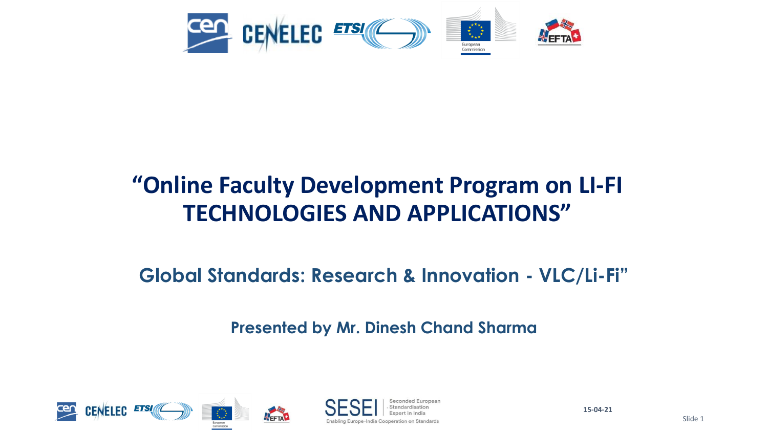# "Online Faculty Development Program on LI-FI TECHNOLOGIES AND APPLICATIONS"

## Global Standards: Research & Innovation - VLC/Li-Fi"

**Presented by Mr. Dinesh Chand Sharma**

SESEI | Seconded European Standardisation Expert in India

Enabling Europe-India Cooperation on Standards

15-04-21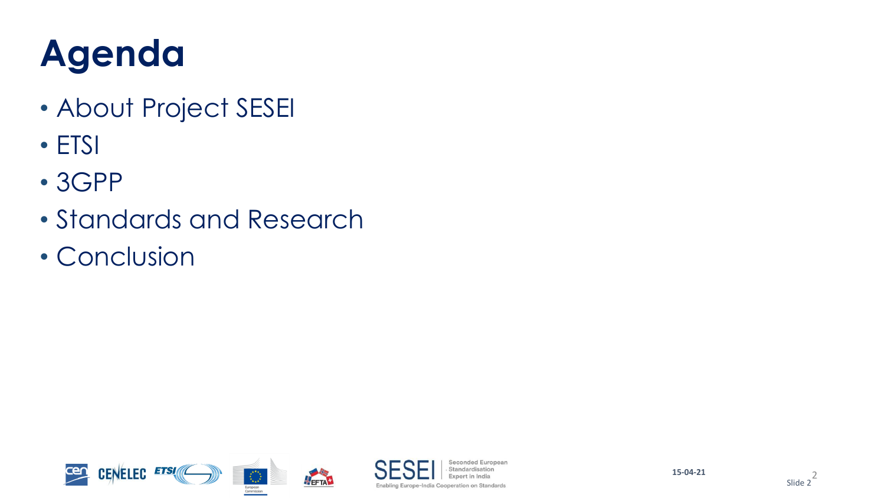# Agenda

- About Project SESEI
- ETSI
- 3GPP
- Standards and Research
- Conclusion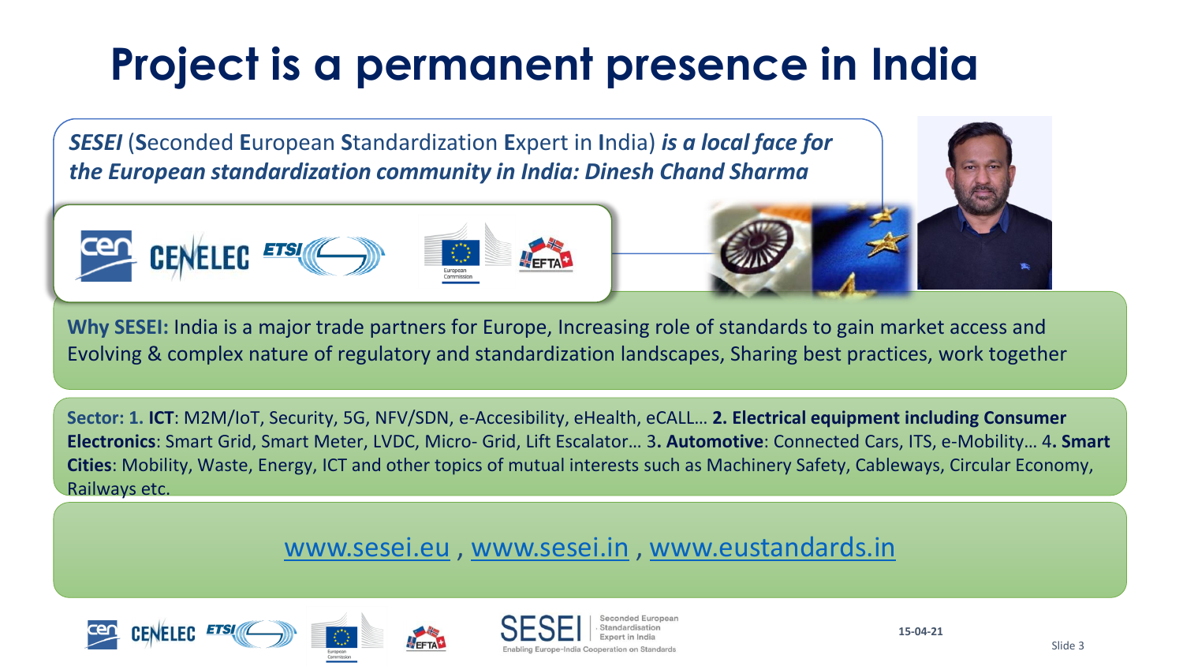# Project is a permanent presence in India

***SESEI*** (**S**econded **E**uropean **S**tandardization **E**xpert in **I**ndia) ***is a local face for the European standardization community in India: Dinesh Chand Sharma***

**Why SESEI:** India is a major trade partners for Europe, Increasing role of standards to gain market access and Evolving & complex nature of regulatory and standardization landscapes, Sharing best practices, work together

**Sector: 1. ICT**: M2M/IoT, Security, 5G, NFV/SDN, e-Accesibility, eHealth, eCALL… **2. Electrical equipment including Consumer Electronics**: Smart Grid, Smart Meter, LVDC, Micro- Grid, Lift Escalator… 3**. Automotive**: Connected Cars, ITS, e-Mobility… 4**. Smart Cities**: Mobility, Waste, Energy, ICT and other topics of mutual interests such as Machinery Safety, Cableways, Circular Economy, Railways etc.

www.sesei.eu , www.sesei.in , www.eustandards.in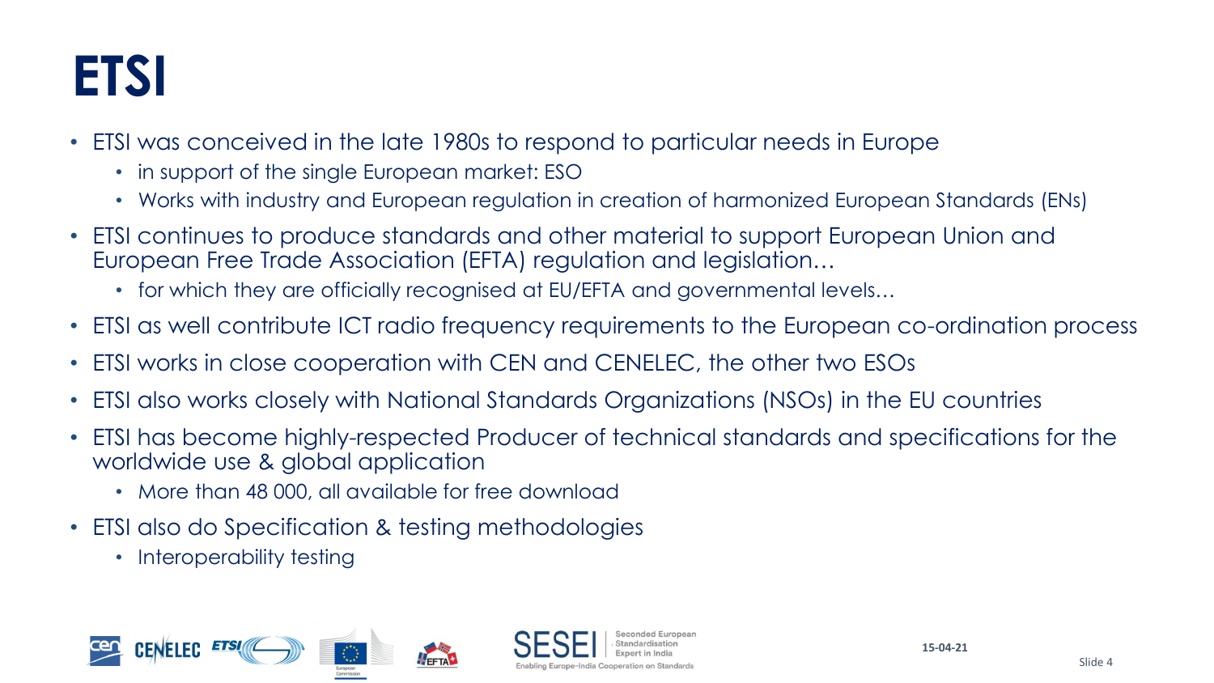# ETSI

- ETSI was conceived in the late 1980s to respond to particular needs in Europe
  - in support of the single European market: ESO
  - Works with industry and European regulation in creation of harmonized European Standards (ENs)
- ETSI continues to produce standards and other material to support European Union and European Free Trade Association (EFTA) regulation and legislation…
  - for which they are officially recognised at EU/EFTA and governmental levels…
- ETSI as well contribute ICT radio frequency requirements to the European co-ordination process
- ETSI works in close cooperation with CEN and CENELEC, the other two ESOs
- ETSI also works closely with National Standards Organizations (NSOs) in the EU countries
- ETSI has become highly-respected Producer of technical standards and specifications for the worldwide use & global application
  - More than 48 000, all available for free download
- ETSI also do Specification & testing methodologies
  - Interoperability testing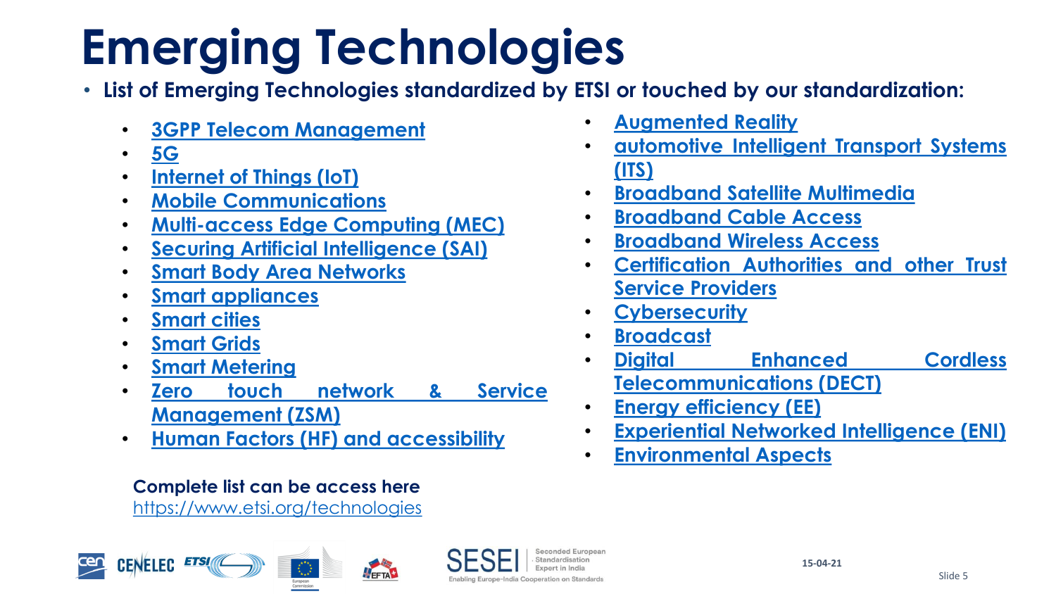# Emerging Technologies

- **List of Emerging Technologies standardized by ETSI or touched by our standardization:**
  - 3GPP Telecom Management
  - 5G
  - Internet of Things (IoT)
  - Mobile Communications
  - Multi-access Edge Computing (MEC)
  - Securing Artificial Intelligence (SAI)
  - Smart Body Area Networks
  - Smart appliances
  - Smart cities
  - Smart Grids
  - Smart Metering
  - Zero touch network & Service Management (ZSM)
  - Human Factors (HF) and accessibility
  - Augmented Reality
  - automotive Intelligent Transport Systems (ITS)
  - Broadband Satellite Multimedia
  - Broadband Cable Access
  - Broadband Wireless Access
  - Certification Authorities and other Trust Service Providers
  - Cybersecurity
  - Broadcast
  - Digital Enhanced Cordless Telecommunications (DECT)
  - Energy efficiency (EE)
  - Experiential Networked Intelligence (ENI)
  - Environmental Aspects

**Complete list can be access here**
https://www.etsi.org/technologies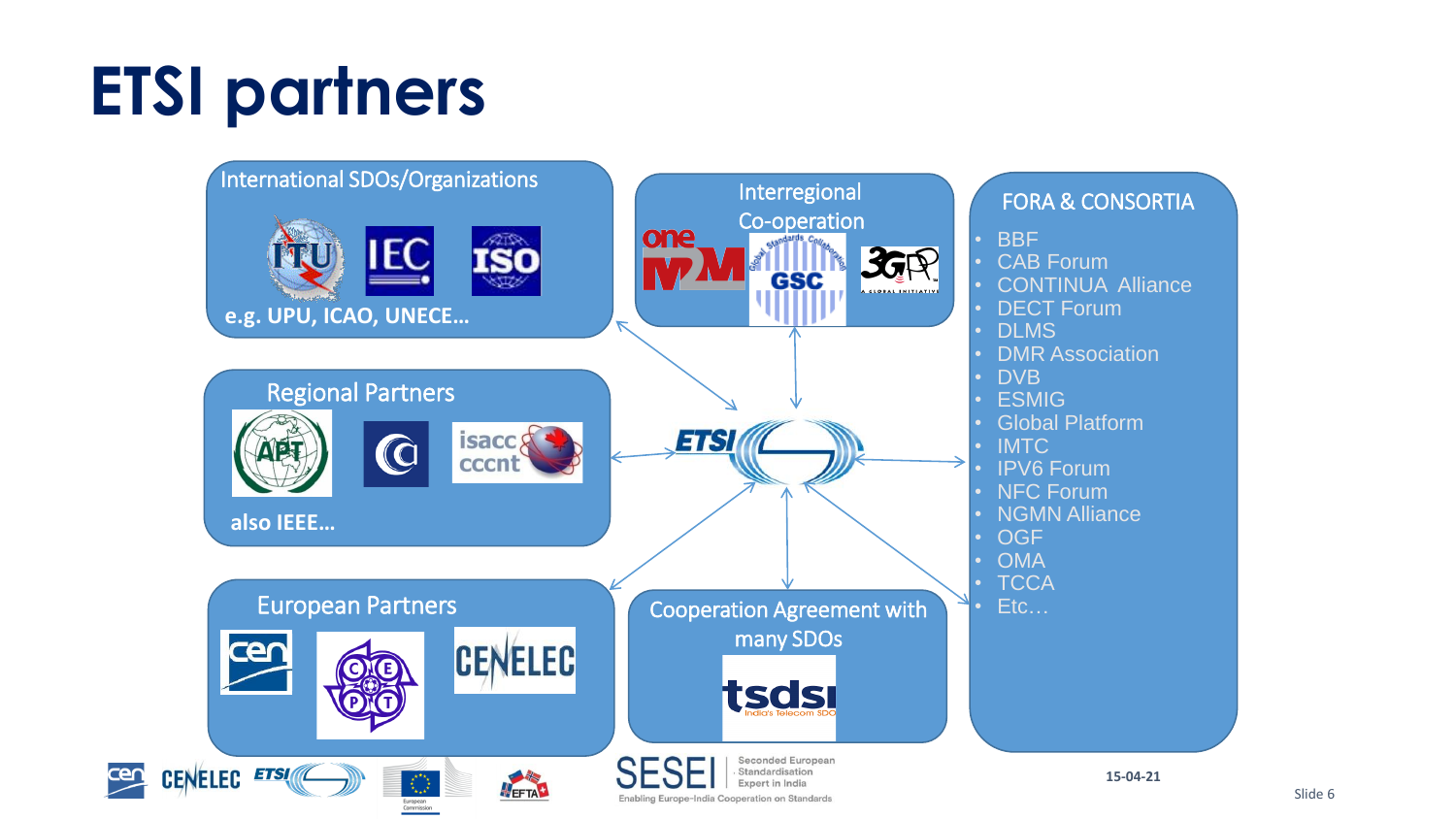# ETSI partners

## International SDOs/Organizations

ITU, IEC, ISO

e.g. UPU, ICAO, UNECE…

## Interregional Co-operation

oneM2M, GSC, 3GPP

## Regional Partners

APT, CITEL, isacc cccnt

also IEEE…

## European Partners

CEN, CEPT, CENELEC

## Cooperation Agreement with many SDOs

tsdsi

## FORA & CONSORTIA

- BBF
- CAB Forum
- CONTINUA Alliance
- DECT Forum
- DLMS
- DMR Association
- DVB
- ESMIG
- Global Platform
- IMTC
- IPV6 Forum
- NFC Forum
- NGMN Alliance
- OGF
- OMA
- TCCA
- Etc…

15-04-21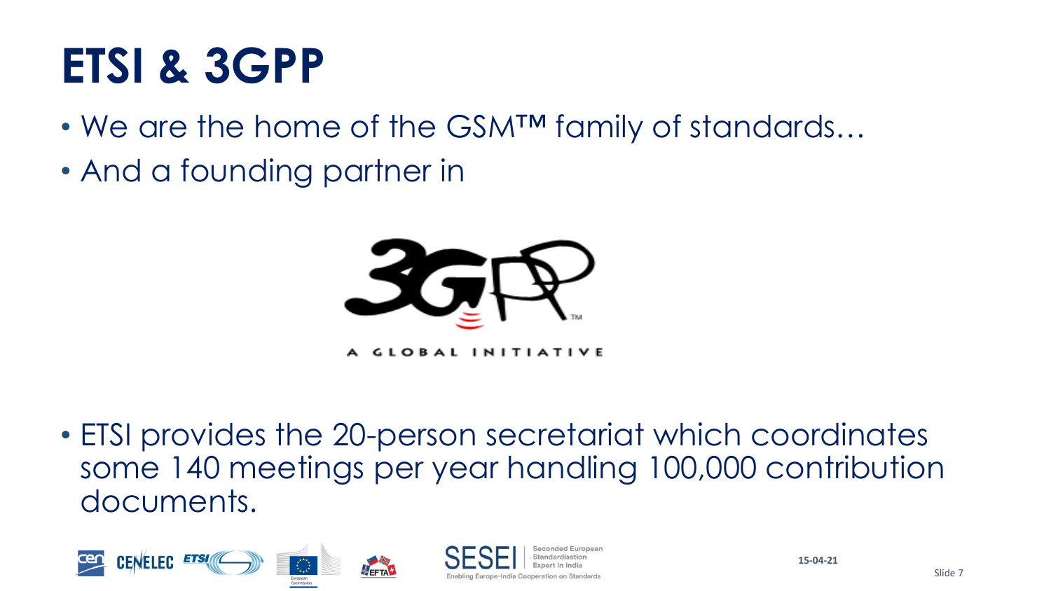# ETSI & 3GPP

- We are the home of the GSM™ family of standards…
- And a founding partner in

- ETSI provides the 20-person secretariat which coordinates some 140 meetings per year handling 100,000 contribution documents.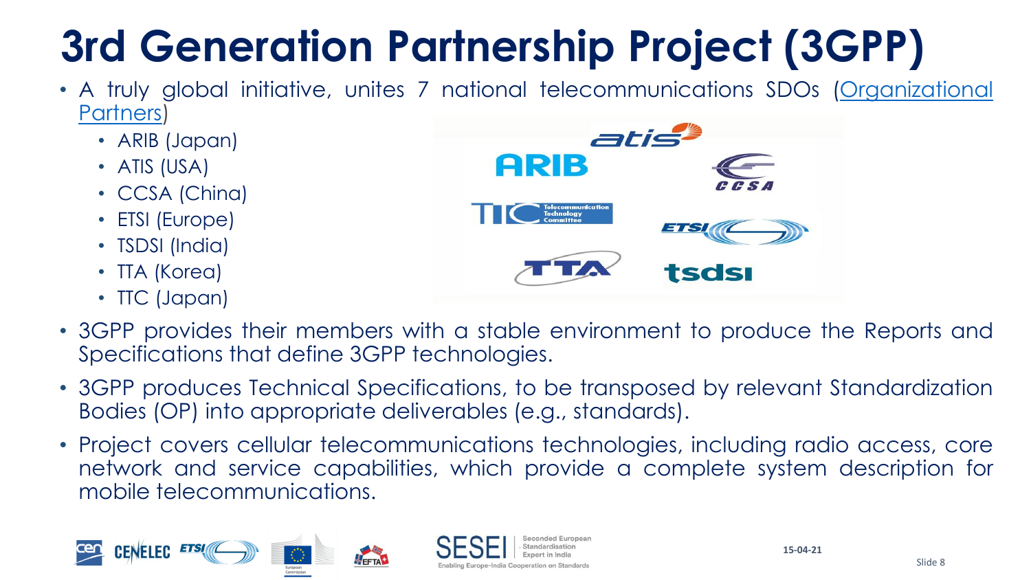# 3rd Generation Partnership Project (3GPP)

- A truly global initiative, unites 7 national telecommunications SDOs (Organizational Partners)
  - ARIB (Japan)
  - ATIS (USA)
  - CCSA (China)
  - ETSI (Europe)
  - TSDSI (India)
  - TTA (Korea)
  - TTC (Japan)
- 3GPP provides their members with a stable environment to produce the Reports and Specifications that define 3GPP technologies.
- 3GPP produces Technical Specifications, to be transposed by relevant Standardization Bodies (OP) into appropriate deliverables (e.g., standards).
- Project covers cellular telecommunications technologies, including radio access, core network and service capabilities, which provide a complete system description for mobile telecommunications.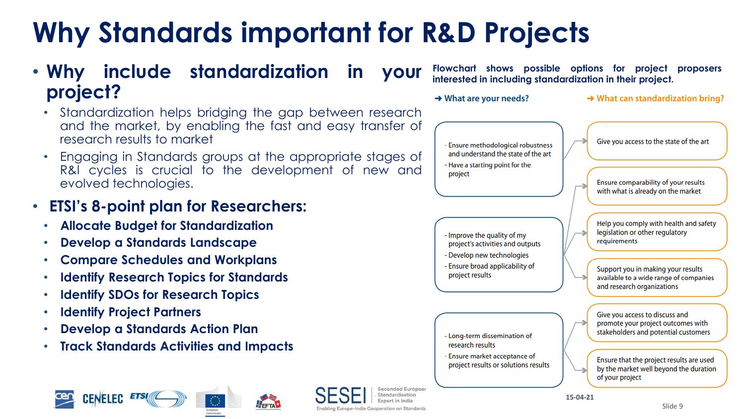# Why Standards important for R&D Projects

- **Why include standardization in your project?**
  - Standardization helps bridging the gap between research and the market, by enabling the fast and easy transfer of research results to market
  - Engaging in Standards groups at the appropriate stages of R&I cycles is crucial to the development of new and evolved technologies.
- **ETSI's 8-point plan for Researchers:**
  - **Allocate Budget for Standardization**
  - **Develop a Standards Landscape**
  - **Compare Schedules and Workplans**
  - **Identify Research Topics for Standards**
  - **Identify SDOs for Research Topics**
  - **Identify Project Partners**
  - **Develop a Standards Action Plan**
  - **Track Standards Activities and Impacts**

**Flowchart shows possible options for project proposers interested in including standardization in their project.**

| ➜ What are your needs? | ➜ What can standardization bring? |
| --- | --- |
| - Ensure methodological robustness and understand the state of the art<br>- Have a starting point for the project | Give you access to the state of the art<br>Ensure comparability of your results with what is already on the market |
| - Improve the quality of my project's activities and outputs<br>- Develop new technologies<br>- Ensure broad applicability of project results | Help you comply with health and safety legislation or other regulatory requirements<br>Support you in making your results available to a wide range of companies and research organizations |
| - Long-term dissemination of research results<br>- Ensure market acceptance of project results or solutions results | Give you access to discuss and promote your project outcomes with stakeholders and potential customers<br>Ensure that the project results are used by the market well beyond the duration of your project |

15-04-21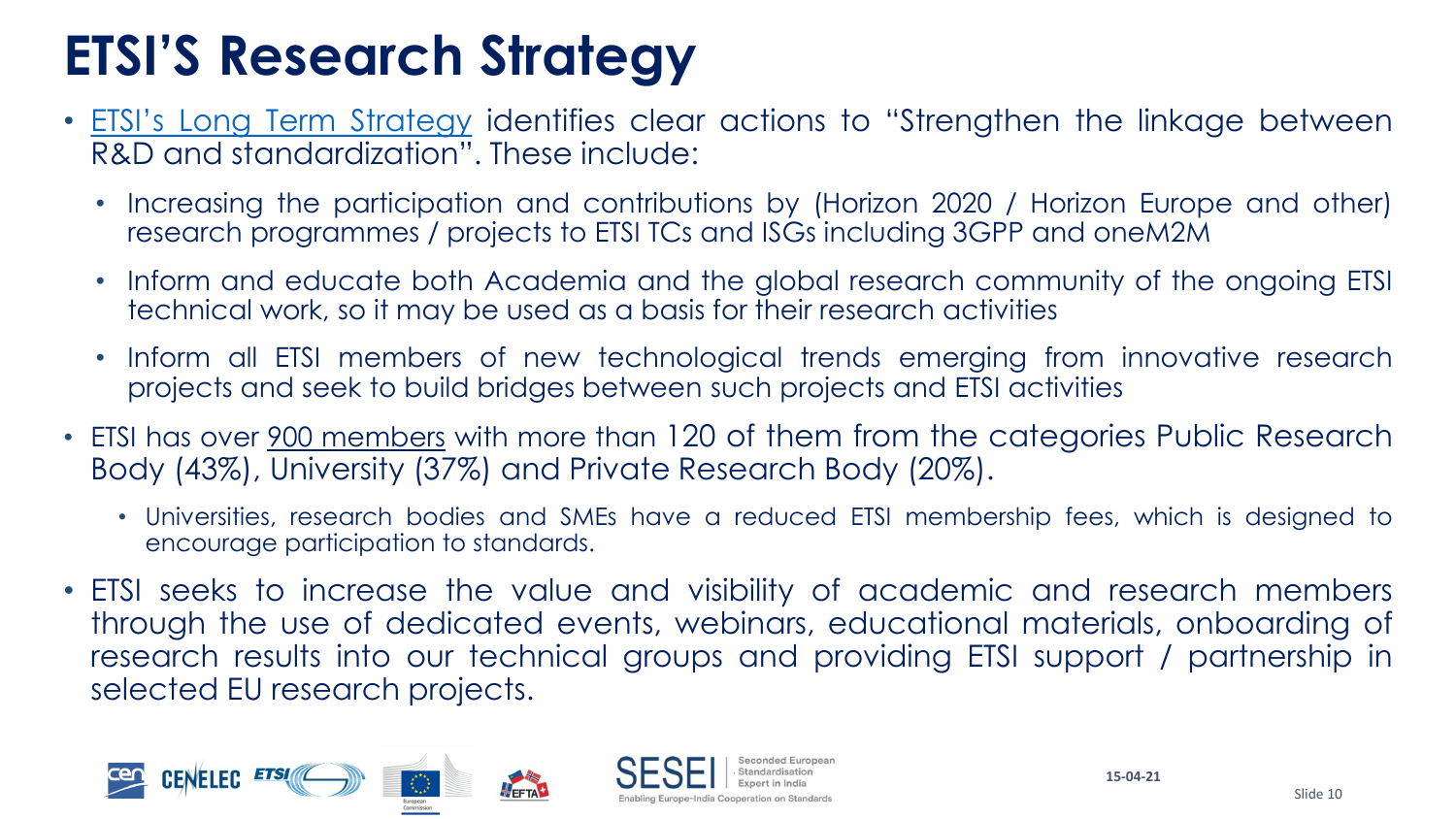# ETSI'S Research Strategy

- ETSI's Long Term Strategy identifies clear actions to "Strengthen the linkage between R&D and standardization". These include:
  - Increasing the participation and contributions by (Horizon 2020 / Horizon Europe and other) research programmes / projects to ETSI TCs and ISGs including 3GPP and oneM2M
  - Inform and educate both Academia and the global research community of the ongoing ETSI technical work, so it may be used as a basis for their research activities
  - Inform all ETSI members of new technological trends emerging from innovative research projects and seek to build bridges between such projects and ETSI activities
- ETSI has over 900 members with more than 120 of them from the categories Public Research Body (43%), University (37%) and Private Research Body (20%).
  - Universities, research bodies and SMEs have a reduced ETSI membership fees, which is designed to encourage participation to standards.
- ETSI seeks to increase the value and visibility of academic and research members through the use of dedicated events, webinars, educational materials, onboarding of research results into our technical groups and providing ETSI support / partnership in selected EU research projects.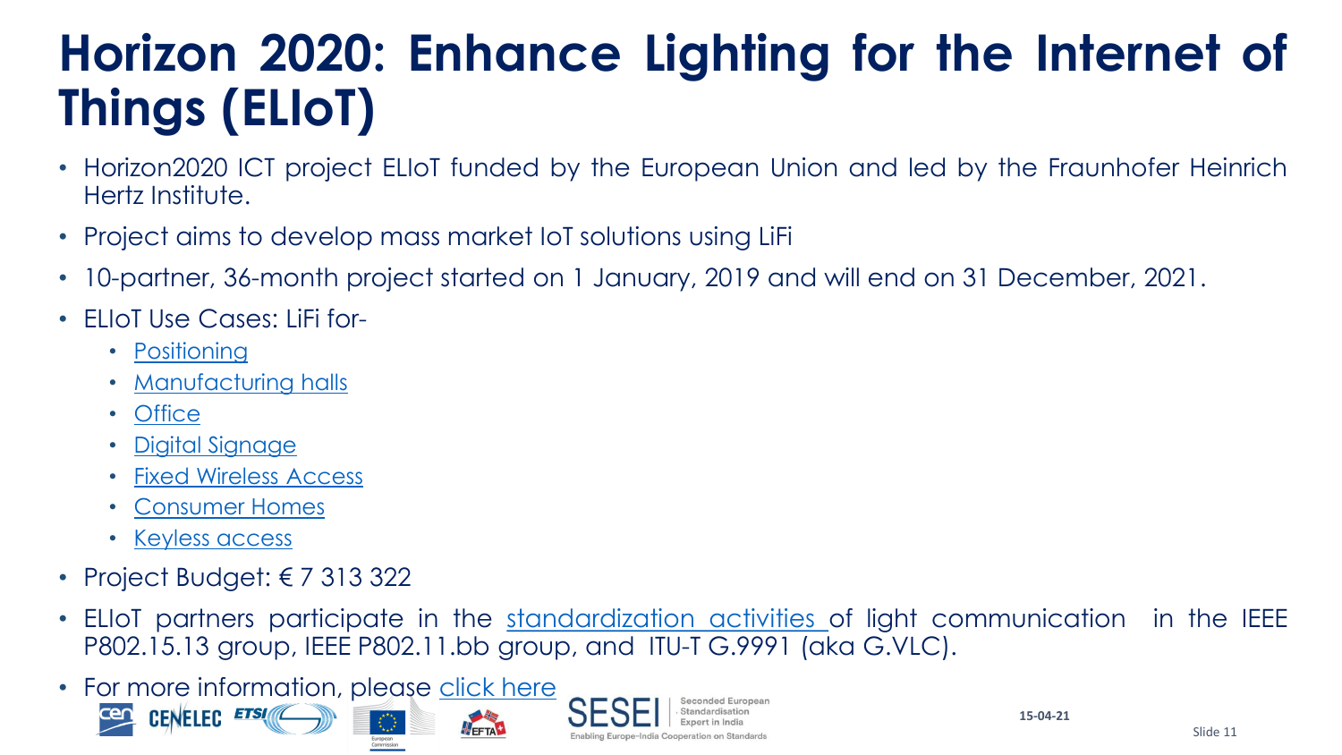# Horizon 2020: Enhance Lighting for the Internet of Things (ELIoT)

- Horizon2020 ICT project ELIoT funded by the European Union and led by the Fraunhofer Heinrich Hertz Institute.
- Project aims to develop mass market IoT solutions using LiFi
- 10-partner, 36-month project started on 1 January, 2019 and will end on 31 December, 2021.
- ELIoT Use Cases: LiFi for-
  - Positioning
  - Manufacturing halls
  - Office
  - Digital Signage
  - Fixed Wireless Access
  - Consumer Homes
  - Keyless access
- Project Budget: € 7 313 322
- ELIoT partners participate in the standardization activities of light communication in the IEEE P802.15.13 group, IEEE P802.11.bb group, and ITU-T G.9991 (aka G.VLC).
- For more information, please click here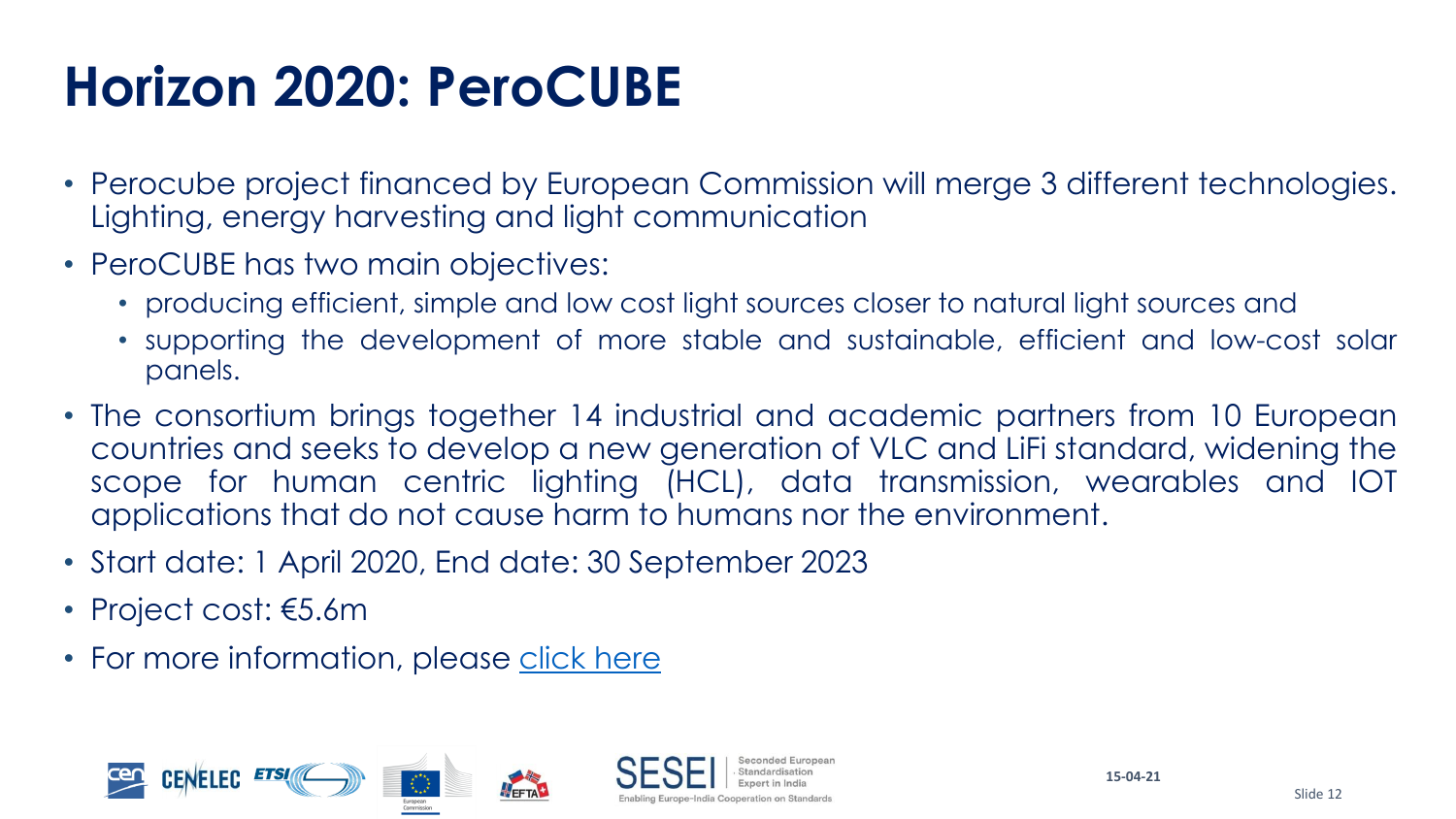# Horizon 2020: PeroCUBE

- Perocube project financed by European Commission will merge 3 different technologies. Lighting, energy harvesting and light communication
- PeroCUBE has two main objectives:
  - producing efficient, simple and low cost light sources closer to natural light sources and
  - supporting the development of more stable and sustainable, efficient and low-cost solar panels.
- The consortium brings together 14 industrial and academic partners from 10 European countries and seeks to develop a new generation of VLC and LiFi standard, widening the scope for human centric lighting (HCL), data transmission, wearables and IOT applications that do not cause harm to humans nor the environment.
- Start date: 1 April 2020, End date: 30 September 2023
- Project cost: €5.6m
- For more information, please click here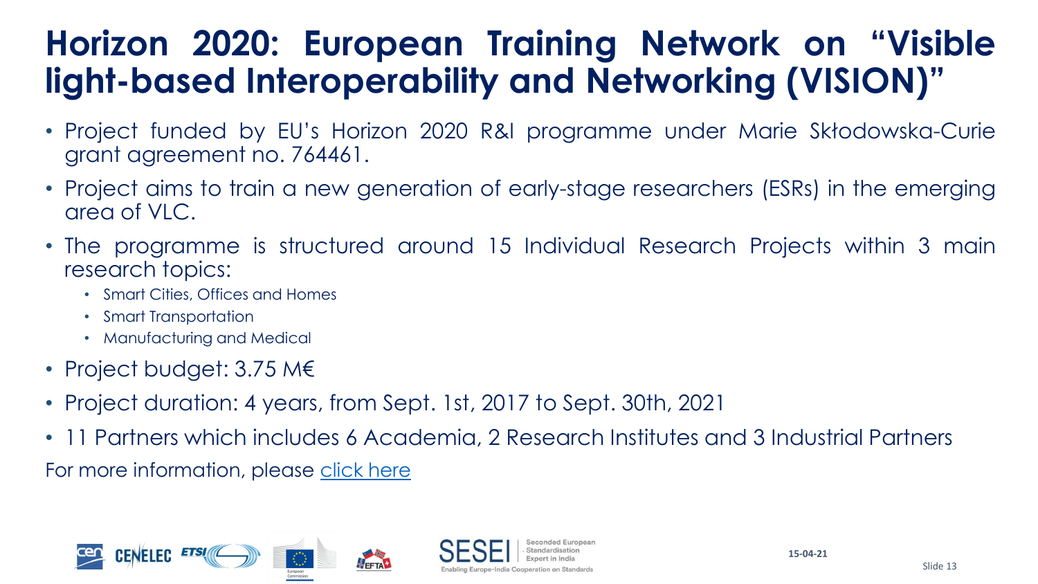# Horizon 2020: European Training Network on "Visible light-based Interoperability and Networking (VISION)"

- Project funded by EU's Horizon 2020 R&I programme under Marie Skłodowska-Curie grant agreement no. 764461.
- Project aims to train a new generation of early-stage researchers (ESRs) in the emerging area of VLC.
- The programme is structured around 15 Individual Research Projects within 3 main research topics:
  - Smart Cities, Offices and Homes
  - Smart Transportation
  - Manufacturing and Medical
- Project budget: 3.75 M€
- Project duration: 4 years, from Sept. 1st, 2017 to Sept. 30th, 2021
- 11 Partners which includes 6 Academia, 2 Research Institutes and 3 Industrial Partners

For more information, please click here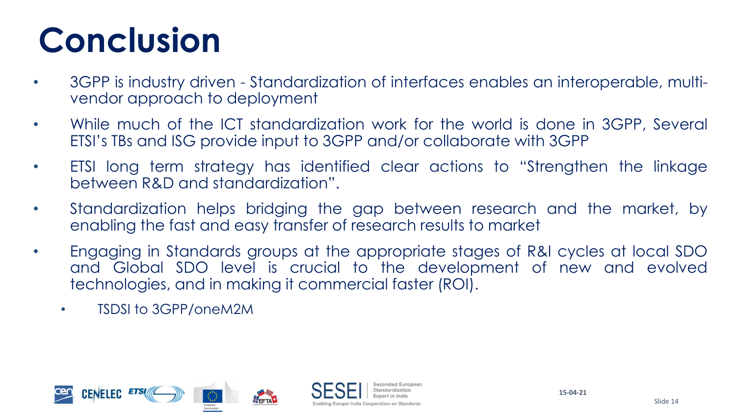# Conclusion

- 3GPP is industry driven - Standardization of interfaces enables an interoperable, multi-vendor approach to deployment
- While much of the ICT standardization work for the world is done in 3GPP, Several ETSI's TBs and ISG provide input to 3GPP and/or collaborate with 3GPP
- ETSI long term strategy has identified clear actions to "Strengthen the linkage between R&D and standardization".
- Standardization helps bridging the gap between research and the market, by enabling the fast and easy transfer of research results to market
- Engaging in Standards groups at the appropriate stages of R&I cycles at local SDO and Global SDO level is crucial to the development of new and evolved technologies, and in making it commercial faster (ROI).
  - TSDSI to 3GPP/oneM2M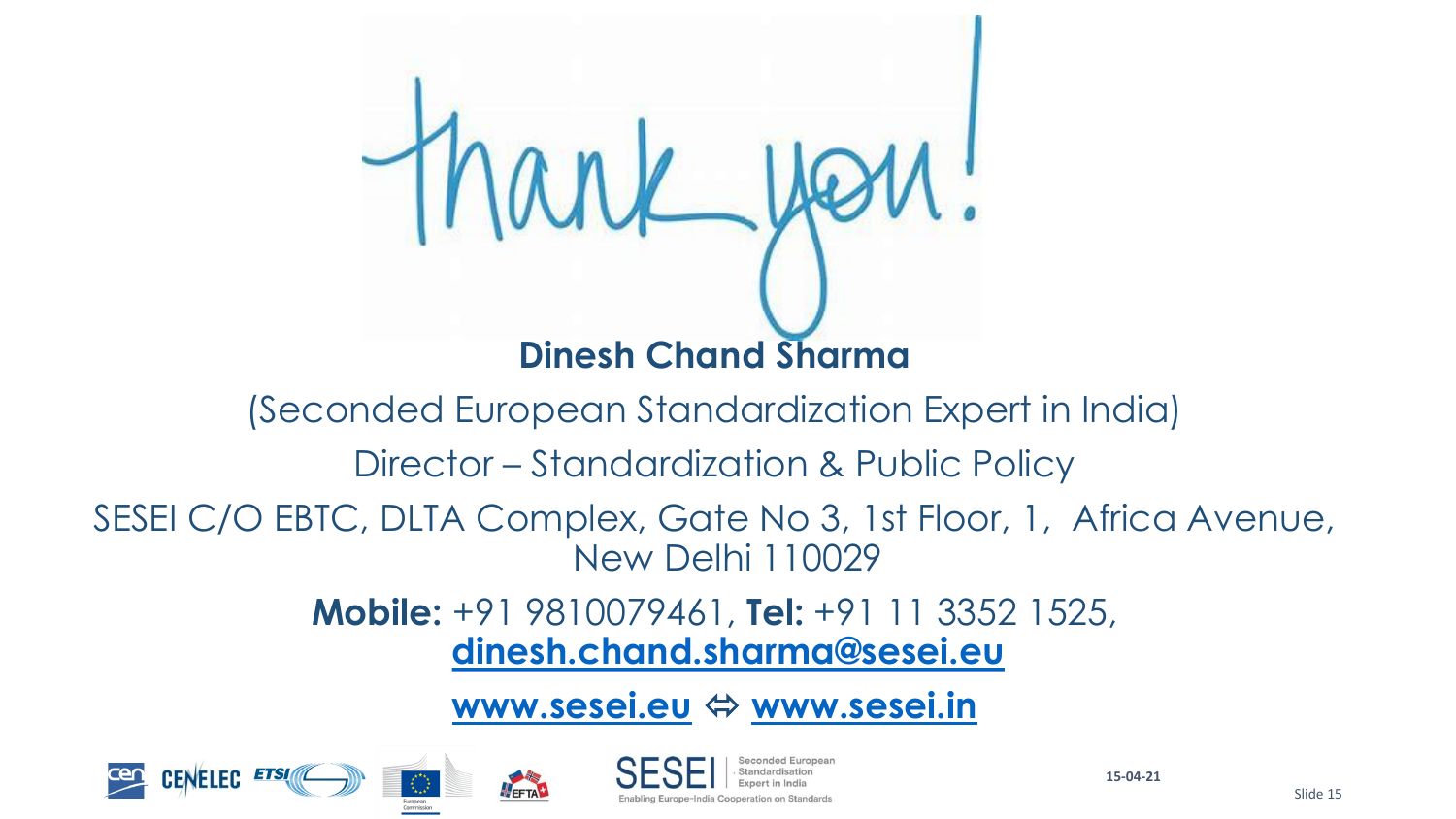thank you!

**Dinesh Chand Sharma**

(Seconded European Standardization Expert in India)

Director – Standardization & Public Policy

SESEI C/O EBTC, DLTA Complex, Gate No 3, 1st Floor, 1, Africa Avenue, New Delhi 110029

**Mobile:** +91 9810079461, **Tel:** +91 11 3352 1525, **dinesh.chand.sharma@sesei.eu**

**www.sesei.eu** ⇔ **www.sesei.in**

SESEI Seconded European Standardisation Expert in India

Enabling Europe-India Cooperation on Standards

15-04-21